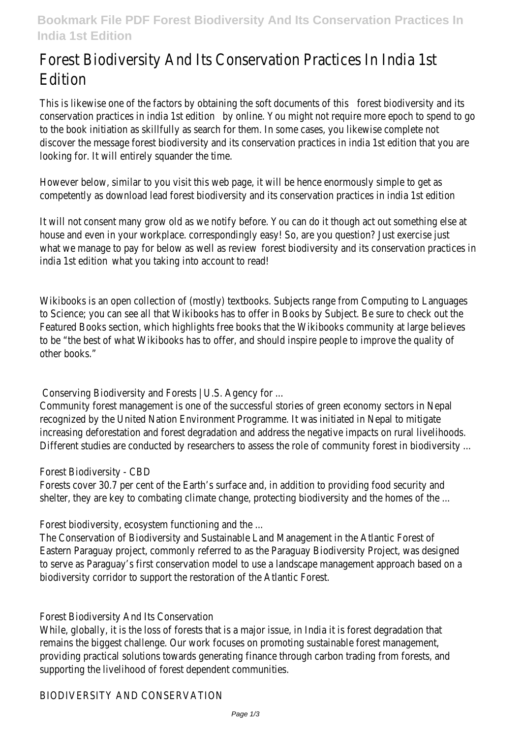# Forest Biodiversity And Its Conservation Practices In India 1st Edition

This is likewise one of the factors by obtaining the soft documents of this forest biodiversity and its conservation practices in india 1st edition by online. You might not require more epoch to spend to go to the book initiation as skillfully as search for them. In some cases, you likewise complete not discover the message forest biodiversity and its conservation practices in india 1st edition that you are looking for. It will entirely squander the time.

However below, similar to you visit this web page, it will be hence enormously simple to get as competently as download lead forest biodiversity and its conservation practices in india 1st edition

It will not consent many grow old as we notify before. You can do it though act out something else at house and even in your workplace. correspondingly easy! So, are you question? Just exercise just what we manage to pay for below as well as review forest biodiversity and its conservation practices in india 1st edition what you taking into account to read!

Wikibooks is an open collection of (mostly) textbooks. Subjects range from Computing to Languages to Science; you can see all that Wikibooks has to offer in Books by Subject. Be sure to check out the Featured Books section, which highlights free books that the Wikibooks community at large believes to be "the best of what Wikibooks has to offer, and should inspire people to improve the quality of other books."

Conserving Biodiversity and Forests | U.S. Agency for ...

Community forest management is one of the successful stories of green economy sectors in Nepal recognized by the United Nation Environment Programme. It was initiated in Nepal to mitigate increasing deforestation and forest degradation and address the negative impacts on rural livelihoods. Different studies are conducted by researchers to assess the role of community forest in biodiversity ...

Forest Biodiversity - CBD

Forests cover 30.7 per cent of the Earth's surface and, in addition to providing food security and shelter, they are key to combating climate change, protecting biodiversity and the homes of the ...

Forest biodiversity, ecosystem functioning and the ...

The Conservation of Biodiversity and Sustainable Land Management in the Atlantic Forest of Eastern Paraguay project, commonly referred to as the Paraguay Biodiversity Project, was designed to serve as Paraguay's first conservation model to use a landscape management approach based on a biodiversity corridor to support the restoration of the Atlantic Forest.

Forest Biodiversity And Its Conservation

While, globally, it is the loss of forests that is a major issue, in India it is forest degradation that remains the biggest challenge. Our work focuses on promoting sustainable forest management, providing practical solutions towards generating finance through carbon trading from forests, and supporting the livelihood of forest dependent communities.

BIODIVERSITY AND CONSERVATION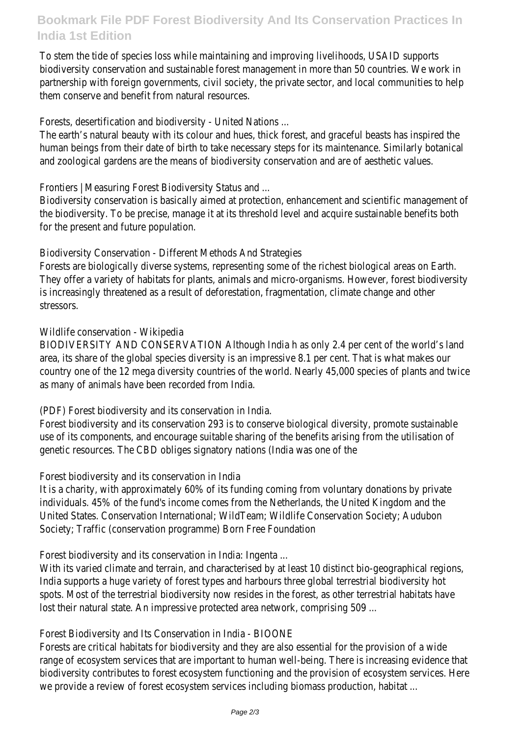To stem the tide of species loss while maintaining and improving livelihoods, USAID supports biodiversity conservation and sustainable forest management in more than 50 countries. We work in partnership with foreign governments, civil society, the private sector, and local communities to help them conserve and benefit from natural resources.

Forests, desertification and biodiversity - United Nations ...

The earth's natural beauty with its colour and hues, thick forest, and graceful beasts has inspired the human beings from their date of birth to take necessary steps for its maintenance. Similarly botanical and zoological gardens are the means of biodiversity conservation and are of aesthetic values.

Frontiers | Measuring Forest Biodiversity Status and ...

Biodiversity conservation is basically aimed at protection, enhancement and scientific management of the biodiversity. To be precise, manage it at its threshold level and acquire sustainable benefits both for the present and future population.

Biodiversity Conservation - Different Methods And Strategies

Forests are biologically diverse systems, representing some of the richest biological areas on Earth. They offer a variety of habitats for plants, animals and micro-organisms. However, forest biodiversity is increasingly threatened as a result of deforestation, fragmentation, climate change and other stressors.

Wildlife conservation - Wikipedia

BIODIVERSITY AND CONSERVATION Although India h as only 2.4 per cent of the world's land area, its share of the global species diversity is an impressive 8.1 per cent. That is what makes our country one of the 12 mega diversity countries of the world. Nearly 45,000 species of plants and twice as many of animals have been recorded from India.

(PDF) Forest biodiversity and its conservation in India.

Forest biodiversity and its conservation 293 is to conserve biological diversity, promote sustainable use of its components, and encourage suitable sharing of the benefits arising from the utilisation of genetic resources. The CBD obliges signatory nations (India was one of the

Forest biodiversity and its conservation in India

It is a charity, with approximately 60% of its funding coming from voluntary donations by private individuals. 45% of the fund's income comes from the Netherlands, the United Kingdom and the United States. Conservation International; WildTeam; Wildlife Conservation Society; Audubon Society; Traffic (conservation programme) Born Free Foundation

Forest biodiversity and its conservation in India: Ingenta ...

With its varied climate and terrain, and characterised by at least 10 distinct bio-geographical regions, India supports a huge variety of forest types and harbours three global terrestrial biodiversity hot spots. Most of the terrestrial biodiversity now resides in the forest, as other terrestrial habitats have lost their natural state. An impressive protected area network, comprising 509 ...

Forest Biodiversity and Its Conservation in India - BIOONE

Forests are critical habitats for biodiversity and they are also essential for the provision of a wide range of ecosystem services that are important to human well-being. There is increasing evidence that biodiversity contributes to forest ecosystem functioning and the provision of ecosystem services. Here we provide a review of forest ecosystem services including biomass production, habitat ...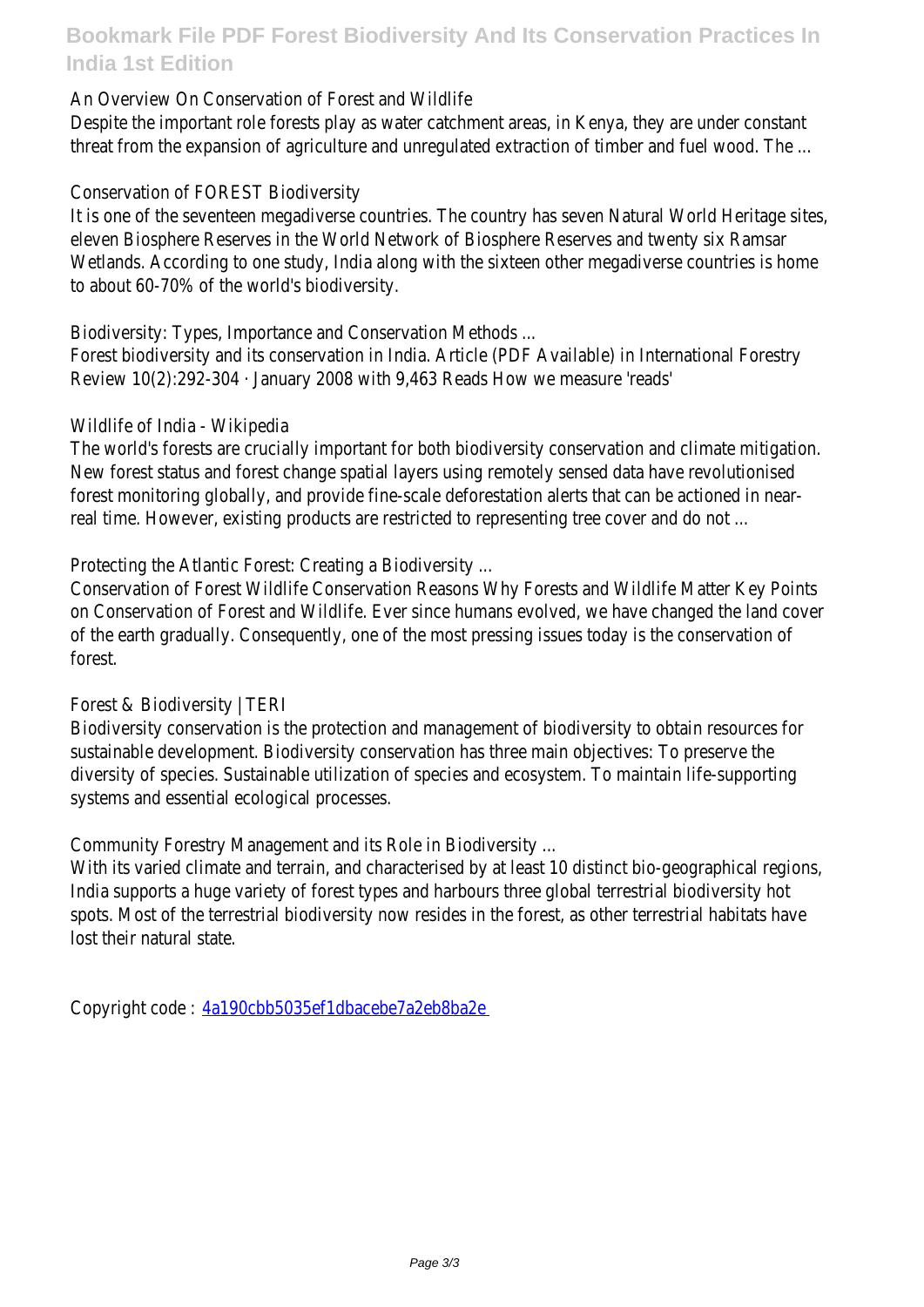An Overview On Conservation of Forest and Wildlife

Despite the important role forests play as water catchment areas, in Kenya, they are under constant threat from the expansion of agriculture and unregulated extraction of timber and fuel wood. The ...

Conservation of FOREST Biodiversity

It is one of the seventeen megadiverse countries. The country has seven Natural World Heritage sites, eleven Biosphere Reserves in the World Network of Biosphere Reserves and twenty six Ramsar Wetlands. According to one study, India along with the sixteen other megadiverse countries is home to about 60-70% of the world's biodiversity.

Biodiversity: Types, Importance and Conservation Methods ...

Forest biodiversity and its conservation in India. Article (PDF Available) in International Forestry Review 10(2):292-304 · January 2008 with 9,463 Reads How we measure 'reads'

Wildlife of India - Wikipedia

The world's forests are crucially important for both biodiversity conservation and climate mitigation. New forest status and forest change spatial layers using remotely sensed data have revolutionised forest monitoring globally, and provide fine-scale deforestation alerts that can be actioned in near-real time. However, existing products are restricted to representing tree cover and do not ...

Protecting the Atlantic Forest: Creating a Biodiversity ...

Conservation of Forest Wildlife Conservation Reasons Why Forests and Wildlife Matter Key Points on Conservation of Forest and Wildlife. Ever since humans evolved, we have changed the land cover of the earth gradually. Consequently, one of the most pressing issues today is the conservation of forest.

Forest & Biodiversity | TERI

Biodiversity conservation is the protection and management of biodiversity to obtain resources for sustainable development. Biodiversity conservation has three main objectives: To preserve the diversity of species. Sustainable utilization of species and ecosystem. To maintain life-supporting systems and essential ecological processes.

Community Forestry Management and its Role in Biodiversity ...

With its varied climate and terrain, and characterised by at least 10 distinct bio-geographical regions, India supports a huge variety of forest types and harbours three global terrestrial biodiversity hot spots. Most of the terrestrial biodiversity now resides in the forest, as other terrestrial habitats have lost their natural state.

Copyright code : 4a190cbb5035ef1dbacebe7a2eb8ba2e